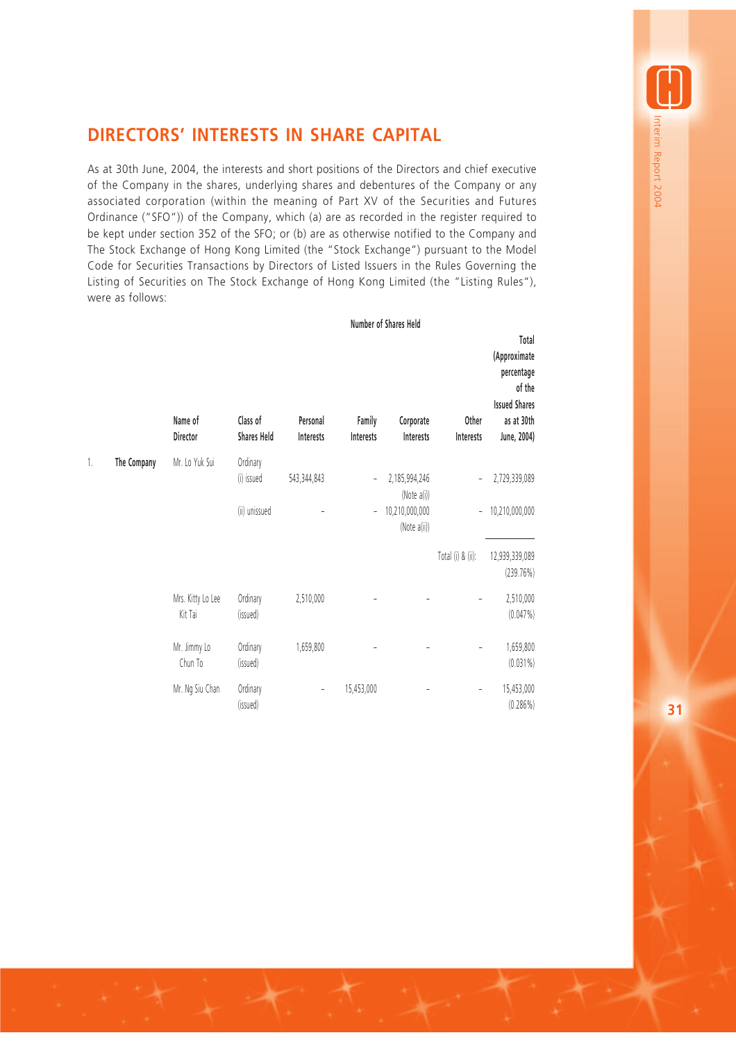## DIRECTORS' INTERESTS IN SHARE CAPITAL

As at 30th June, 2004, the interests and short positions of the Directors and chief executive of the Company in the shares, underlying shares and debentures of the Company or any associated corporation (within the meaning of Part XV of the Securities and Futures Ordinance ("SFO")) of the Company, which (a) are as recorded in the register required to be kept under section 352 of the SFO; or (b) are as otherwise notified to the Company and The Stock Exchange of Hong Kong Limited (the "Stock Exchange") pursuant to the Model Code for Securities Transactions by Directors of Listed Issuers in the Rules Governing the Listing of Securities on The Stock Exchange of Hong Kong Limited (the "Listing Rules"), were as follows:

| | | | | Number of Shares Held | | | | |
|---|---|---|---|---|---|---|---|---|
| | | Name of Director | Class of Shares Held | Personal Interests | Family Interests | Corporate Interests | Other Interests | Total (Approximate percentage of the Issued Shares as at 30th June, 2004) |
| 1. | The Company | Mr. Lo Yuk Sui | Ordinary | | | | | |
| | | | (i) issued | 543,344,843 | – | 2,185,994,246 (Note a(i)) | – | 2,729,339,089 |
| | | | (ii) unissued | – | – | 10,210,000,000 (Note a(ii)) | – | 10,210,000,000 |
| | | | | | | | Total (i) & (ii): | 12,939,339,089 (239.76%) |
| | | Mrs. Kitty Lo Lee Kit Tai | Ordinary (issued) | 2,510,000 | – | – | – | 2,510,000 (0.047%) |
| | | Mr. Jimmy Lo Chun To | Ordinary (issued) | 1,659,800 | – | – | – | 1,659,800 (0.031%) |
| | | Mr. Ng Siu Chan | Ordinary (issued) | – | 15,453,000 | – | – | 15,453,000 (0.286%) |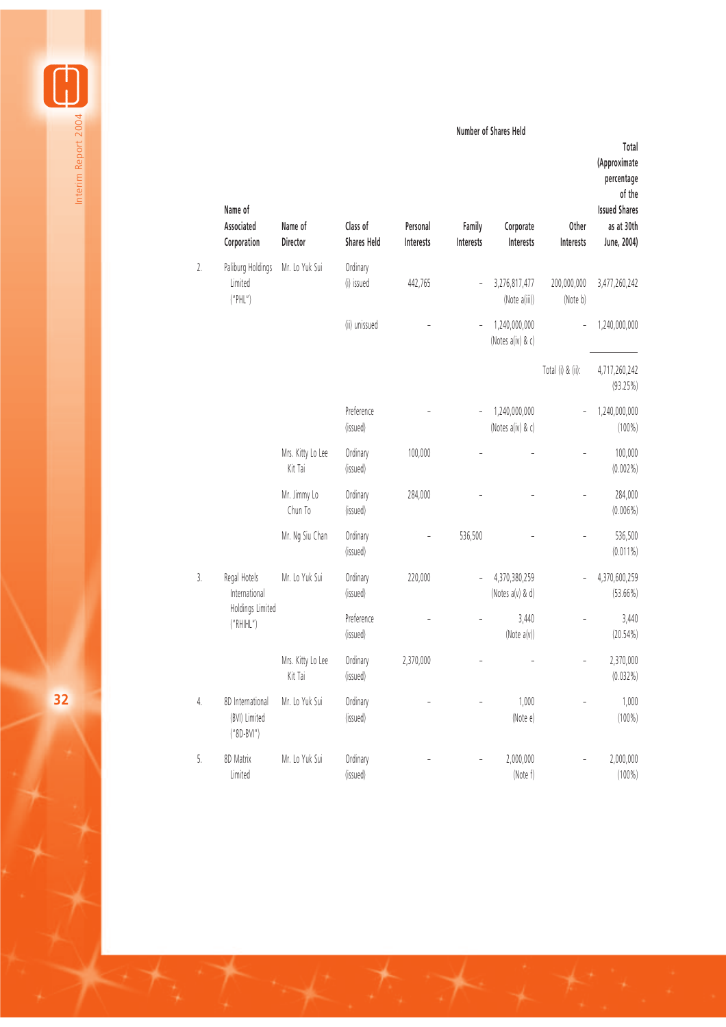| | Name of Associated Corporation | Name of Director | Class of Shares Held | Number of Shares Held | | | | Total (Approximate percentage of the Issued Shares as at 30th June, 2004) |
|---|---|---|---|---|---|---|---|---|
| | | | | Personal Interests | Family Interests | Corporate Interests | Other Interests | |
| 2. | Paliburg Holdings Limited ("PHL") | Mr. Lo Yuk Sui | Ordinary (i) issued | 442,765 | – | 3,276,817,477 (Note a(iii)) | 200,000,000 (Note b) | 3,477,260,242 |
| | | | (ii) unissued | – | – | 1,240,000,000 (Notes a(iv) & c) | – | 1,240,000,000 |
| | | | | | | | Total (i) & (ii): | 4,717,260,242 (93.25%) |
| | | | Preference (issued) | – | – | 1,240,000,000 (Notes a(iv) & c) | – | 1,240,000,000 (100%) |
| | | Mrs. Kitty Lo Lee Kit Tai | Ordinary (issued) | 100,000 | – | – | – | 100,000 (0.002%) |
| | | Mr. Jimmy Lo Chun To | Ordinary (issued) | 284,000 | – | – | – | 284,000 (0.006%) |
| | | Mr. Ng Siu Chan | Ordinary (issued) | – | 536,500 | – | – | 536,500 (0.011%) |
| 3. | Regal Hotels International Holdings Limited ("RHIHL") | Mr. Lo Yuk Sui | Ordinary (issued) | 220,000 | – | 4,370,380,259 (Notes a(v) & d) | – | 4,370,600,259 (53.66%) |
| | | | Preference (issued) | – | – | 3,440 (Note a(v)) | – | 3,440 (20.54%) |
| | | Mrs. Kitty Lo Lee Kit Tai | Ordinary (issued) | 2,370,000 | – | – | – | 2,370,000 (0.032%) |
| 4. | 8D International (BVI) Limited ("8D-BVI") | Mr. Lo Yuk Sui | Ordinary (issued) | – | – | 1,000 (Note e) | – | 1,000 (100%) |
| 5. | 8D Matrix Limited | Mr. Lo Yuk Sui | Ordinary (issued) | – | – | 2,000,000 (Note f) | – | 2,000,000 (100%) |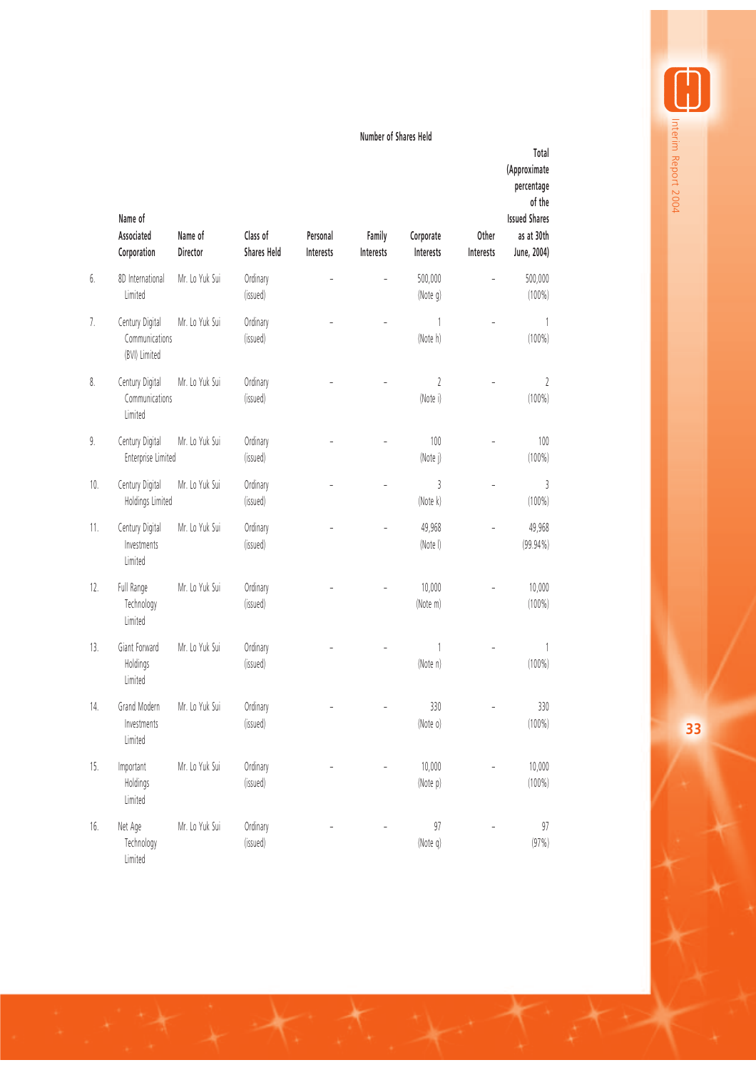|  | Name of Associated Corporation | Name of Director | Class of Shares Held | Number of Shares Held | | | | |
|---|---|---|---|---|---|---|---|---|
|  |  |  |  | Personal Interests | Family Interests | Corporate Interests | Other Interests | Total (Approximate percentage of the Issued Shares as at 30th June, 2004) |
| 6. | 8D International Limited | Mr. Lo Yuk Sui | Ordinary (issued) | – | – | 500,000 (Note g) | – | 500,000 (100%) |
| 7. | Century Digital Communications (BVI) Limited | Mr. Lo Yuk Sui | Ordinary (issued) | – | – | 1 (Note h) | – | 1 (100%) |
| 8. | Century Digital Communications Limited | Mr. Lo Yuk Sui | Ordinary (issued) | – | – | 2 (Note i) | – | 2 (100%) |
| 9. | Century Digital Enterprise Limited | Mr. Lo Yuk Sui | Ordinary (issued) | – | – | 100 (Note j) | – | 100 (100%) |
| 10. | Century Digital Holdings Limited | Mr. Lo Yuk Sui | Ordinary (issued) | – | – | 3 (Note k) | – | 3 (100%) |
| 11. | Century Digital Investments Limited | Mr. Lo Yuk Sui | Ordinary (issued) | – | – | 49,968 (Note l) | – | 49,968 (99.94%) |
| 12. | Full Range Technology Limited | Mr. Lo Yuk Sui | Ordinary (issued) | – | – | 10,000 (Note m) | – | 10,000 (100%) |
| 13. | Giant Forward Holdings Limited | Mr. Lo Yuk Sui | Ordinary (issued) | – | – | 1 (Note n) | – | 1 (100%) |
| 14. | Grand Modern Investments Limited | Mr. Lo Yuk Sui | Ordinary (issued) | – | – | 330 (Note o) | – | 330 (100%) |
| 15. | Important Holdings Limited | Mr. Lo Yuk Sui | Ordinary (issued) | – | – | 10,000 (Note p) | – | 10,000 (100%) |
| 16. | Net Age Technology Limited | Mr. Lo Yuk Sui | Ordinary (issued) | – | – | 97 (Note q) | – | 97 (97%) |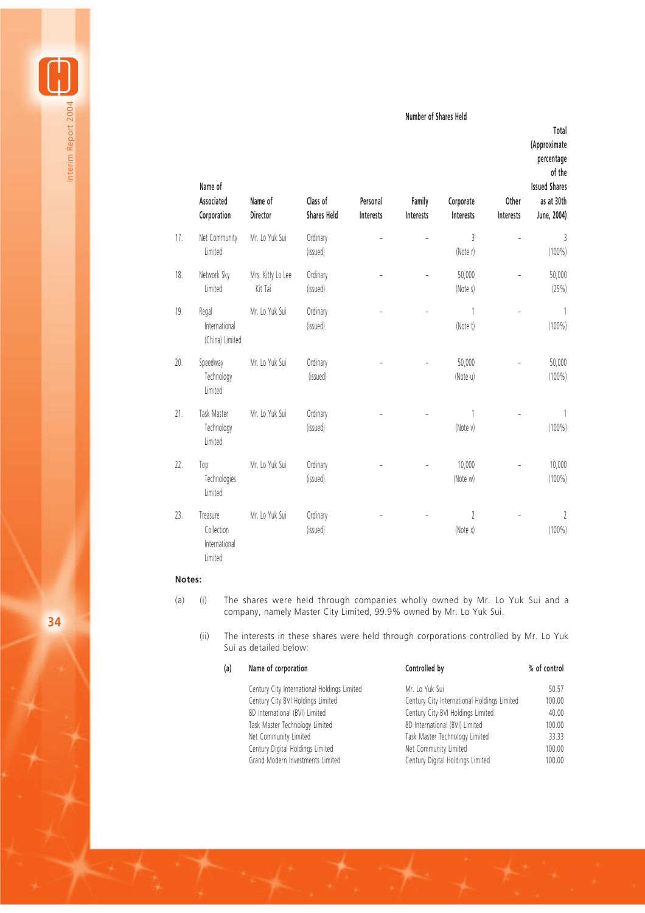| | Name of Associated Corporation | Name of Director | Class of Shares Held | Number of Shares Held | | | | |
|---|---|---|---|---|---|---|---|---|
| | | | | Personal Interests | Family Interests | Corporate Interests | Other Interests | Total (Approximate percentage of the Issued Shares as at 30th June, 2004) |
| 17. | Net Community Limited | Mr. Lo Yuk Sui | Ordinary (issued) | – | – | 3 (Note r) | – | 3 (100%) |
| 18. | Network Sky Limited | Mrs. Kitty Lo Lee Kit Tai | Ordinary (issued) | – | – | 50,000 (Note s) | – | 50,000 (25%) |
| 19. | Regal International (China) Limited | Mr. Lo Yuk Sui | Ordinary (issued) | – | – | 1 (Note t) | – | 1 (100%) |
| 20. | Speedway Technology Limited | Mr. Lo Yuk Sui | Ordinary (issued) | – | – | 50,000 (Note u) | – | 50,000 (100%) |
| 21. | Task Master Technology Limited | Mr. Lo Yuk Sui | Ordinary (issued) | – | – | 1 (Note v) | – | 1 (100%) |
| 22. | Top Technologies Limited | Mr. Lo Yuk Sui | Ordinary (issued) | – | – | 10,000 (Note w) | – | 10,000 (100%) |
| 23. | Treasure Collection International Limited | Mr. Lo Yuk Sui | Ordinary (issued) | – | – | 2 (Note x) | – | 2 (100%) |

**Notes:**

(a) (i) The shares were held through companies wholly owned by Mr. Lo Yuk Sui and a company, namely Master City Limited, 99.9% owned by Mr. Lo Yuk Sui.

(ii) The interests in these shares were held through corporations controlled by Mr. Lo Yuk Sui as detailed below:

| (a) | Name of corporation | Controlled by | % of control |
|---|---|---|---|
| | Century City International Holdings Limited | Mr. Lo Yuk Sui | 50.57 |
| | Century City BVI Holdings Limited | Century City International Holdings Limited | 100.00 |
| | 8D International (BVI) Limited | Century City BVI Holdings Limited | 40.00 |
| | Task Master Technology Limited | 8D International (BVI) Limited | 100.00 |
| | Net Community Limited | Task Master Technology Limited | 33.33 |
| | Century Digital Holdings Limited | Net Community Limited | 100.00 |
| | Grand Modern Investments Limited | Century Digital Holdings Limited | 100.00 |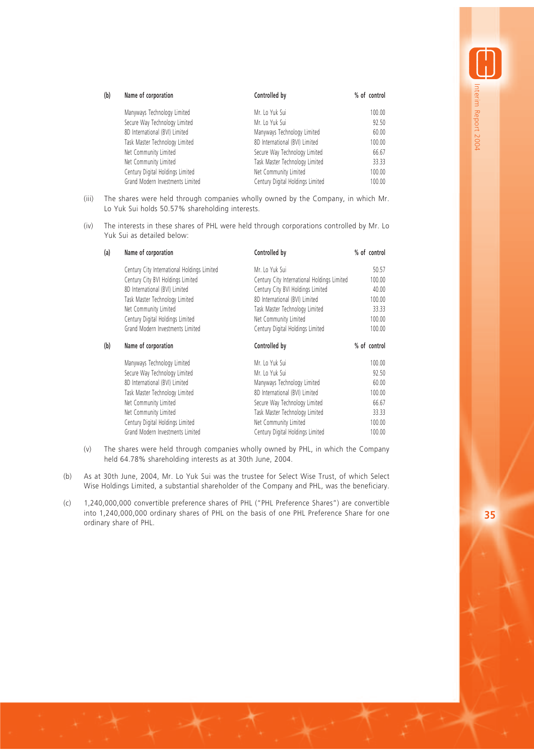(b)

| Name of corporation | Controlled by | % of control |
|---|---|---|
| Manyways Technology Limited | Mr. Lo Yuk Sui | 100.00 |
| Secure Way Technology Limited | Mr. Lo Yuk Sui | 92.50 |
| 8D International (BVI) Limited | Manyways Technology Limited | 60.00 |
| Task Master Technology Limited | 8D International (BVI) Limited | 100.00 |
| Net Community Limited | Secure Way Technology Limited | 66.67 |
| Net Community Limited | Task Master Technology Limited | 33.33 |
| Century Digital Holdings Limited | Net Community Limited | 100.00 |
| Grand Modern Investments Limited | Century Digital Holdings Limited | 100.00 |

(iii) The shares were held through companies wholly owned by the Company, in which Mr. Lo Yuk Sui holds 50.57% shareholding interests.

(iv) The interests in these shares of PHL were held through corporations controlled by Mr. Lo Yuk Sui as detailed below:

(a)

| Name of corporation | Controlled by | % of control |
|---|---|---|
| Century City International Holdings Limited | Mr. Lo Yuk Sui | 50.57 |
| Century City BVI Holdings Limited | Century City International Holdings Limited | 100.00 |
| 8D International (BVI) Limited | Century City BVI Holdings Limited | 40.00 |
| Task Master Technology Limited | 8D International (BVI) Limited | 100.00 |
| Net Community Limited | Task Master Technology Limited | 33.33 |
| Century Digital Holdings Limited | Net Community Limited | 100.00 |
| Grand Modern Investments Limited | Century Digital Holdings Limited | 100.00 |

(b)

| Name of corporation | Controlled by | % of control |
|---|---|---|
| Manyways Technology Limited | Mr. Lo Yuk Sui | 100.00 |
| Secure Way Technology Limited | Mr. Lo Yuk Sui | 92.50 |
| 8D International (BVI) Limited | Manyways Technology Limited | 60.00 |
| Task Master Technology Limited | 8D International (BVI) Limited | 100.00 |
| Net Community Limited | Secure Way Technology Limited | 66.67 |
| Net Community Limited | Task Master Technology Limited | 33.33 |
| Century Digital Holdings Limited | Net Community Limited | 100.00 |
| Grand Modern Investments Limited | Century Digital Holdings Limited | 100.00 |

(v) The shares were held through companies wholly owned by PHL, in which the Company held 64.78% shareholding interests as at 30th June, 2004.

(b) As at 30th June, 2004, Mr. Lo Yuk Sui was the trustee for Select Wise Trust, of which Select Wise Holdings Limited, a substantial shareholder of the Company and PHL, was the beneficiary.

(c) 1,240,000,000 convertible preference shares of PHL ("PHL Preference Shares") are convertible into 1,240,000,000 ordinary shares of PHL on the basis of one PHL Preference Share for one ordinary share of PHL.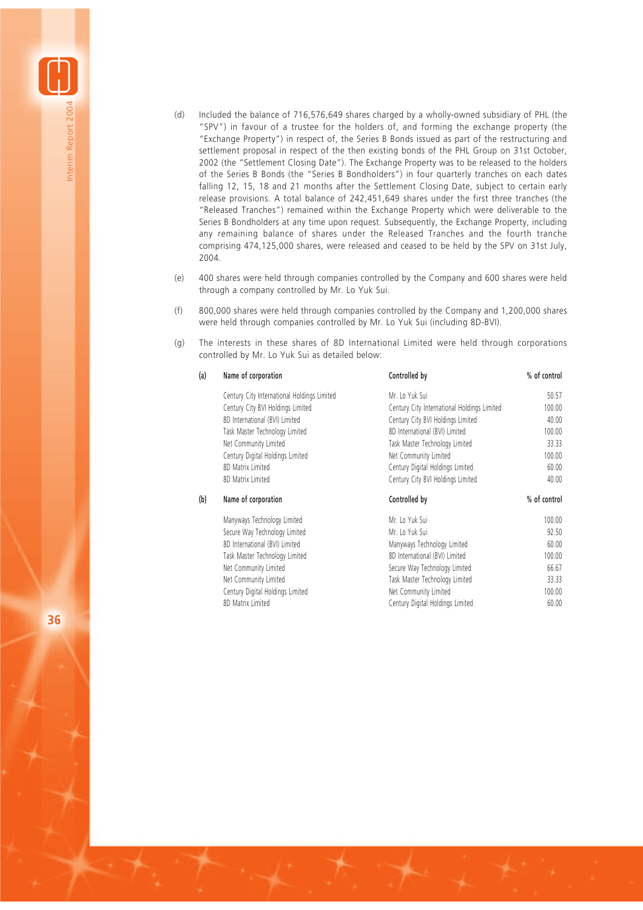(d) Included the balance of 716,576,649 shares charged by a wholly-owned subsidiary of PHL (the "SPV") in favour of a trustee for the holders of, and forming the exchange property (the "Exchange Property") in respect of, the Series B Bonds issued as part of the restructuring and settlement proposal in respect of the then existing bonds of the PHL Group on 31st October, 2002 (the "Settlement Closing Date"). The Exchange Property was to be released to the holders of the Series B Bonds (the "Series B Bondholders") in four quarterly tranches on each dates falling 12, 15, 18 and 21 months after the Settlement Closing Date, subject to certain early release provisions. A total balance of 242,451,649 shares under the first three tranches (the "Released Tranches") remained within the Exchange Property which were deliverable to the Series B Bondholders at any time upon request. Subsequently, the Exchange Property, including any remaining balance of shares under the Released Tranches and the fourth tranche comprising 474,125,000 shares, were released and ceased to be held by the SPV on 31st July, 2004.

(e) 400 shares were held through companies controlled by the Company and 600 shares were held through a company controlled by Mr. Lo Yuk Sui.

(f) 800,000 shares were held through companies controlled by the Company and 1,200,000 shares were held through companies controlled by Mr. Lo Yuk Sui (including 8D-BVI).

(g) The interests in these shares of 8D International Limited were held through corporations controlled by Mr. Lo Yuk Sui as detailed below:

(a)

| Name of corporation | Controlled by | % of control |
|---|---|---|
| Century City International Holdings Limited | Mr. Lo Yuk Sui | 50.57 |
| Century City BVI Holdings Limited | Century City International Holdings Limited | 100.00 |
| 8D International (BVI) Limited | Century City BVI Holdings Limited | 40.00 |
| Task Master Technology Limited | 8D International (BVI) Limited | 100.00 |
| Net Community Limited | Task Master Technology Limited | 33.33 |
| Century Digital Holdings Limited | Net Community Limited | 100.00 |
| 8D Matrix Limited | Century Digital Holdings Limited | 60.00 |
| 8D Matrix Limited | Century City BVI Holdings Limited | 40.00 |

(b)

| Name of corporation | Controlled by | % of control |
|---|---|---|
| Manyways Technology Limited | Mr. Lo Yuk Sui | 100.00 |
| Secure Way Technology Limited | Mr. Lo Yuk Sui | 92.50 |
| 8D International (BVI) Limited | Manyways Technology Limited | 60.00 |
| Task Master Technology Limited | 8D International (BVI) Limited | 100.00 |
| Net Community Limited | Secure Way Technology Limited | 66.67 |
| Net Community Limited | Task Master Technology Limited | 33.33 |
| Century Digital Holdings Limited | Net Community Limited | 100.00 |
| 8D Matrix Limited | Century Digital Holdings Limited | 60.00 |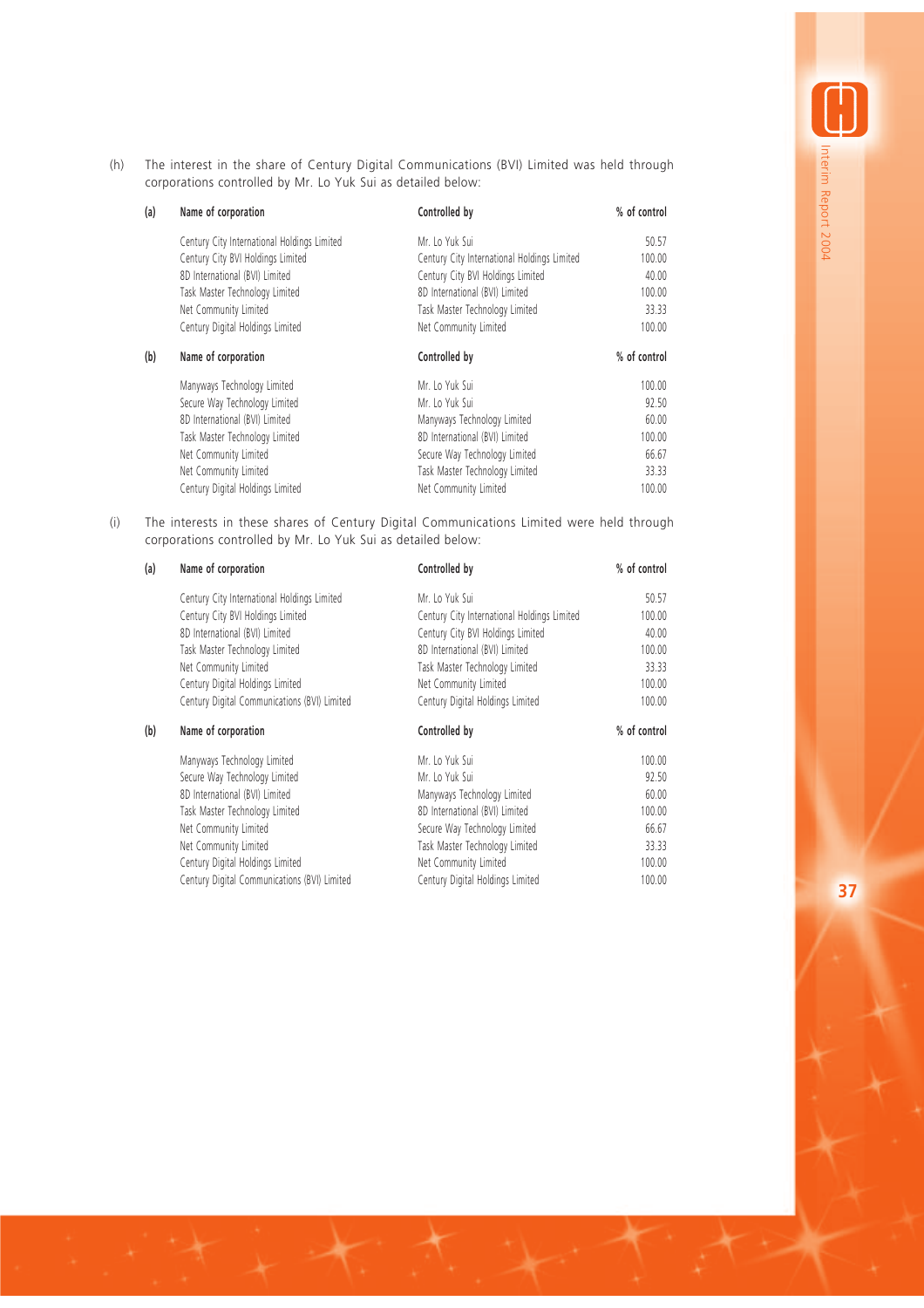(h) The interest in the share of Century Digital Communications (BVI) Limited was held through corporations controlled by Mr. Lo Yuk Sui as detailed below:

(a)

| Name of corporation | Controlled by | % of control |
|---|---|---|
| Century City International Holdings Limited | Mr. Lo Yuk Sui | 50.57 |
| Century City BVI Holdings Limited | Century City International Holdings Limited | 100.00 |
| 8D International (BVI) Limited | Century City BVI Holdings Limited | 40.00 |
| Task Master Technology Limited | 8D International (BVI) Limited | 100.00 |
| Net Community Limited | Task Master Technology Limited | 33.33 |
| Century Digital Holdings Limited | Net Community Limited | 100.00 |

(b)

| Name of corporation | Controlled by | % of control |
|---|---|---|
| Manyways Technology Limited | Mr. Lo Yuk Sui | 100.00 |
| Secure Way Technology Limited | Mr. Lo Yuk Sui | 92.50 |
| 8D International (BVI) Limited | Manyways Technology Limited | 60.00 |
| Task Master Technology Limited | 8D International (BVI) Limited | 100.00 |
| Net Community Limited | Secure Way Technology Limited | 66.67 |
| Net Community Limited | Task Master Technology Limited | 33.33 |
| Century Digital Holdings Limited | Net Community Limited | 100.00 |

(i) The interests in these shares of Century Digital Communications Limited were held through corporations controlled by Mr. Lo Yuk Sui as detailed below:

(a)

| Name of corporation | Controlled by | % of control |
|---|---|---|
| Century City International Holdings Limited | Mr. Lo Yuk Sui | 50.57 |
| Century City BVI Holdings Limited | Century City International Holdings Limited | 100.00 |
| 8D International (BVI) Limited | Century City BVI Holdings Limited | 40.00 |
| Task Master Technology Limited | 8D International (BVI) Limited | 100.00 |
| Net Community Limited | Task Master Technology Limited | 33.33 |
| Century Digital Holdings Limited | Net Community Limited | 100.00 |
| Century Digital Communications (BVI) Limited | Century Digital Holdings Limited | 100.00 |

(b)

| Name of corporation | Controlled by | % of control |
|---|---|---|
| Manyways Technology Limited | Mr. Lo Yuk Sui | 100.00 |
| Secure Way Technology Limited | Mr. Lo Yuk Sui | 92.50 |
| 8D International (BVI) Limited | Manyways Technology Limited | 60.00 |
| Task Master Technology Limited | 8D International (BVI) Limited | 100.00 |
| Net Community Limited | Secure Way Technology Limited | 66.67 |
| Net Community Limited | Task Master Technology Limited | 33.33 |
| Century Digital Holdings Limited | Net Community Limited | 100.00 |
| Century Digital Communications (BVI) Limited | Century Digital Holdings Limited | 100.00 |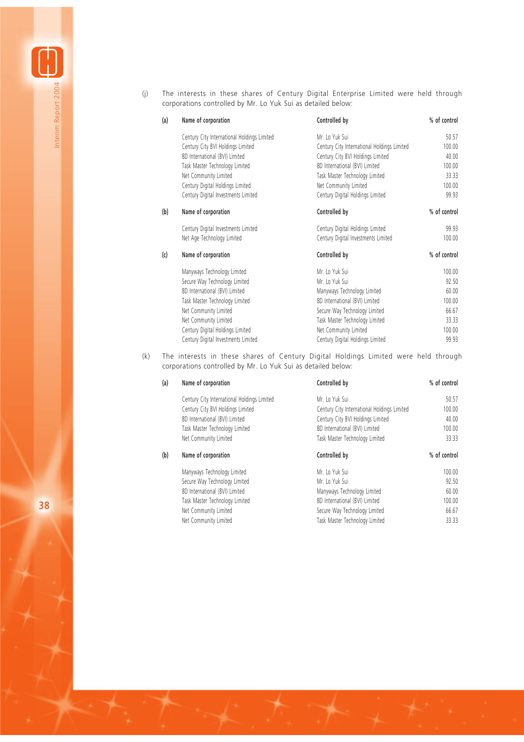(j) The interests in these shares of Century Digital Enterprise Limited were held through corporations controlled by Mr. Lo Yuk Sui as detailed below:

(a)

| Name of corporation | Controlled by | % of control |
|---|---|---|
| Century City International Holdings Limited | Mr. Lo Yuk Sui | 50.57 |
| Century City BVI Holdings Limited | Century City International Holdings Limited | 100.00 |
| 8D International (BVI) Limited | Century City BVI Holdings Limited | 40.00 |
| Task Master Technology Limited | 8D International (BVI) Limited | 100.00 |
| Net Community Limited | Task Master Technology Limited | 33.33 |
| Century Digital Holdings Limited | Net Community Limited | 100.00 |
| Century Digital Investments Limited | Century Digital Holdings Limited | 99.93 |

(b)

| Name of corporation | Controlled by | % of control |
|---|---|---|
| Century Digital Investments Limited | Century Digital Holdings Limited | 99.93 |
| Net Age Technology Limited | Century Digital Investments Limited | 100.00 |

(c)

| Name of corporation | Controlled by | % of control |
|---|---|---|
| Manyways Technology Limited | Mr. Lo Yuk Sui | 100.00 |
| Secure Way Technology Limited | Mr. Lo Yuk Sui | 92.50 |
| 8D International (BVI) Limited | Manyways Technology Limited | 60.00 |
| Task Master Technology Limited | 8D International (BVI) Limited | 100.00 |
| Net Community Limited | Secure Way Technology Limited | 66.67 |
| Net Community Limited | Task Master Technology Limited | 33.33 |
| Century Digital Holdings Limited | Net Community Limited | 100.00 |
| Century Digital Investments Limited | Century Digital Holdings Limited | 99.93 |

(k) The interests in these shares of Century Digital Holdings Limited were held through corporations controlled by Mr. Lo Yuk Sui as detailed below:

(a)

| Name of corporation | Controlled by | % of control |
|---|---|---|
| Century City International Holdings Limited | Mr. Lo Yuk Sui | 50.57 |
| Century City BVI Holdings Limited | Century City International Holdings Limited | 100.00 |
| 8D International (BVI) Limited | Century City BVI Holdings Limited | 40.00 |
| Task Master Technology Limited | 8D International (BVI) Limited | 100.00 |
| Net Community Limited | Task Master Technology Limited | 33.33 |

(b)

| Name of corporation | Controlled by | % of control |
|---|---|---|
| Manyways Technology Limited | Mr. Lo Yuk Sui | 100.00 |
| Secure Way Technology Limited | Mr. Lo Yuk Sui | 92.50 |
| 8D International (BVI) Limited | Manyways Technology Limited | 60.00 |
| Task Master Technology Limited | 8D International (BVI) Limited | 100.00 |
| Net Community Limited | Secure Way Technology Limited | 66.67 |
| Net Community Limited | Task Master Technology Limited | 33.33 |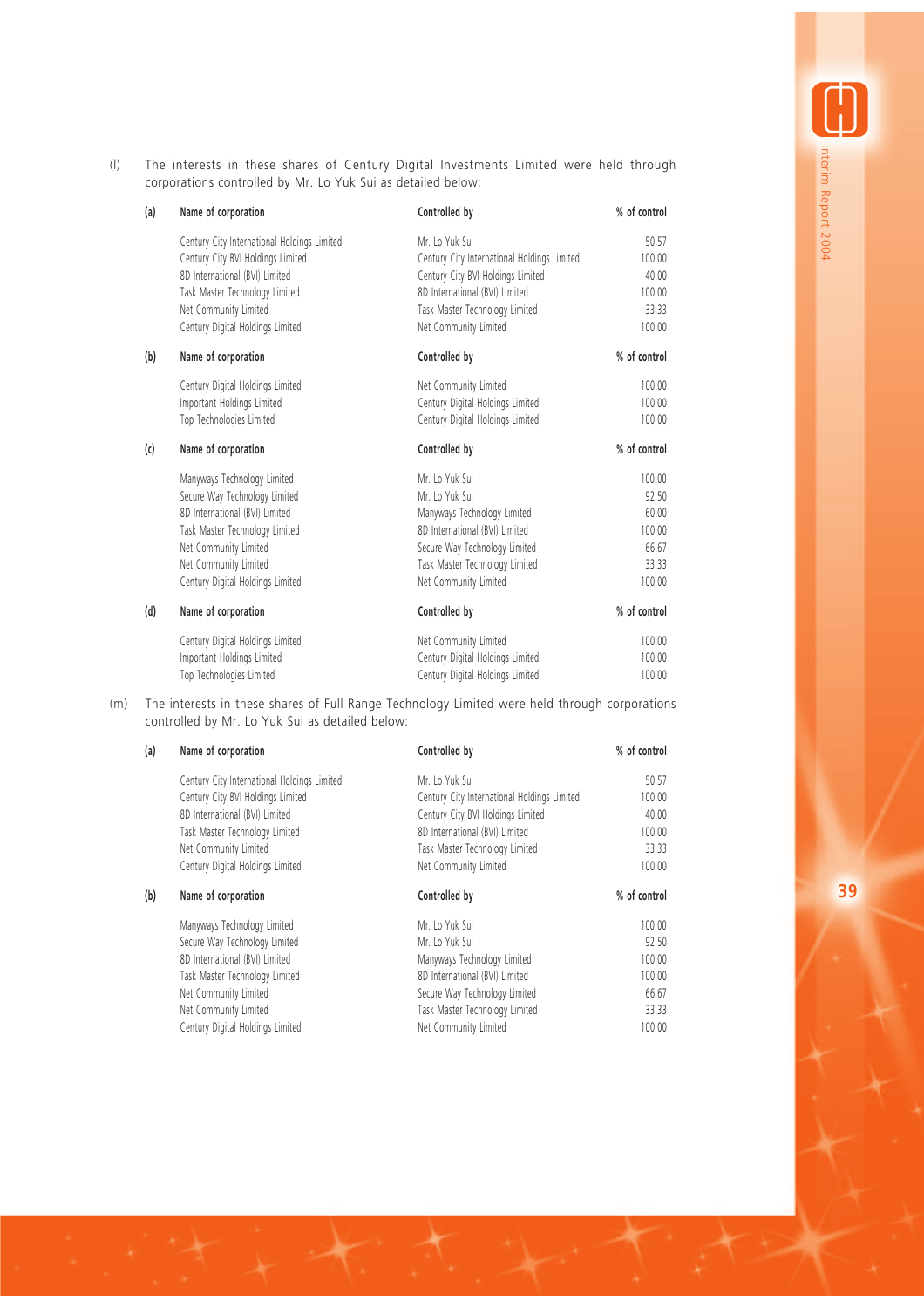(l) The interests in these shares of Century Digital Investments Limited were held through corporations controlled by Mr. Lo Yuk Sui as detailed below:

(a)

| Name of corporation | Controlled by | % of control |
|---|---|---|
| Century City International Holdings Limited | Mr. Lo Yuk Sui | 50.57 |
| Century City BVI Holdings Limited | Century City International Holdings Limited | 100.00 |
| 8D International (BVI) Limited | Century City BVI Holdings Limited | 40.00 |
| Task Master Technology Limited | 8D International (BVI) Limited | 100.00 |
| Net Community Limited | Task Master Technology Limited | 33.33 |
| Century Digital Holdings Limited | Net Community Limited | 100.00 |

(b)

| Name of corporation | Controlled by | % of control |
|---|---|---|
| Century Digital Holdings Limited | Net Community Limited | 100.00 |
| Important Holdings Limited | Century Digital Holdings Limited | 100.00 |
| Top Technologies Limited | Century Digital Holdings Limited | 100.00 |

(c)

| Name of corporation | Controlled by | % of control |
|---|---|---|
| Manyways Technology Limited | Mr. Lo Yuk Sui | 100.00 |
| Secure Way Technology Limited | Mr. Lo Yuk Sui | 92.50 |
| 8D International (BVI) Limited | Manyways Technology Limited | 60.00 |
| Task Master Technology Limited | 8D International (BVI) Limited | 100.00 |
| Net Community Limited | Secure Way Technology Limited | 66.67 |
| Net Community Limited | Task Master Technology Limited | 33.33 |
| Century Digital Holdings Limited | Net Community Limited | 100.00 |

(d)

| Name of corporation | Controlled by | % of control |
|---|---|---|
| Century Digital Holdings Limited | Net Community Limited | 100.00 |
| Important Holdings Limited | Century Digital Holdings Limited | 100.00 |
| Top Technologies Limited | Century Digital Holdings Limited | 100.00 |

(m) The interests in these shares of Full Range Technology Limited were held through corporations controlled by Mr. Lo Yuk Sui as detailed below:

(a)

| Name of corporation | Controlled by | % of control |
|---|---|---|
| Century City International Holdings Limited | Mr. Lo Yuk Sui | 50.57 |
| Century City BVI Holdings Limited | Century City International Holdings Limited | 100.00 |
| 8D International (BVI) Limited | Century City BVI Holdings Limited | 40.00 |
| Task Master Technology Limited | 8D International (BVI) Limited | 100.00 |
| Net Community Limited | Task Master Technology Limited | 33.33 |
| Century Digital Holdings Limited | Net Community Limited | 100.00 |

(b)

| Name of corporation | Controlled by | % of control |
|---|---|---|
| Manyways Technology Limited | Mr. Lo Yuk Sui | 100.00 |
| Secure Way Technology Limited | Mr. Lo Yuk Sui | 92.50 |
| 8D International (BVI) Limited | Manyways Technology Limited | 100.00 |
| Task Master Technology Limited | 8D International (BVI) Limited | 100.00 |
| Net Community Limited | Secure Way Technology Limited | 66.67 |
| Net Community Limited | Task Master Technology Limited | 33.33 |
| Century Digital Holdings Limited | Net Community Limited | 100.00 |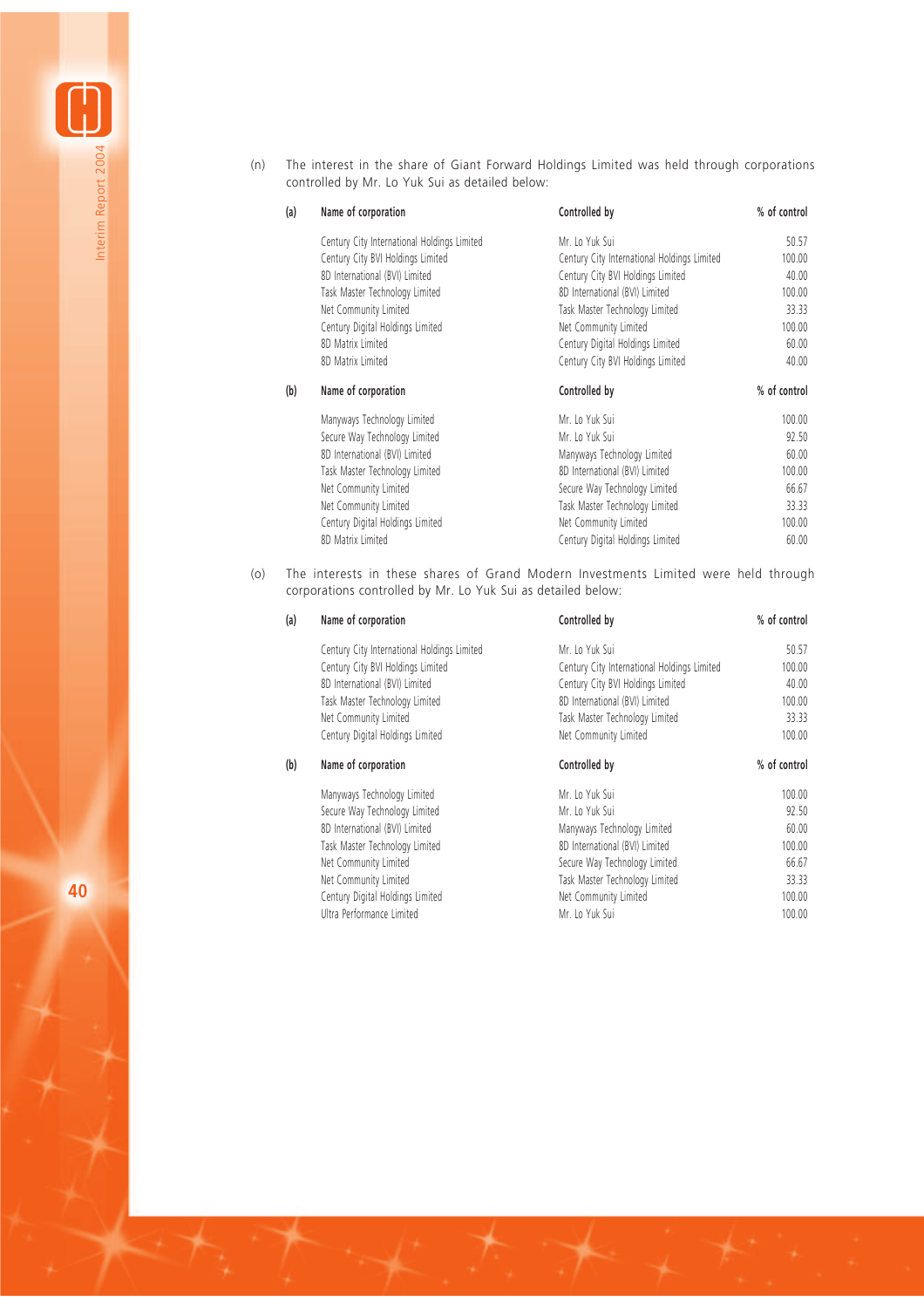(n) The interest in the share of Giant Forward Holdings Limited was held through corporations controlled by Mr. Lo Yuk Sui as detailed below:

| (a) | Name of corporation | Controlled by | % of control |
|---|---|---|---|
| | Century City International Holdings Limited | Mr. Lo Yuk Sui | 50.57 |
| | Century City BVI Holdings Limited | Century City International Holdings Limited | 100.00 |
| | 8D International (BVI) Limited | Century City BVI Holdings Limited | 40.00 |
| | Task Master Technology Limited | 8D International (BVI) Limited | 100.00 |
| | Net Community Limited | Task Master Technology Limited | 33.33 |
| | Century Digital Holdings Limited | Net Community Limited | 100.00 |
| | 8D Matrix Limited | Century Digital Holdings Limited | 60.00 |
| | 8D Matrix Limited | Century City BVI Holdings Limited | 40.00 |

| (b) | Name of corporation | Controlled by | % of control |
|---|---|---|---|
| | Manyways Technology Limited | Mr. Lo Yuk Sui | 100.00 |
| | Secure Way Technology Limited | Mr. Lo Yuk Sui | 92.50 |
| | 8D International (BVI) Limited | Manyways Technology Limited | 60.00 |
| | Task Master Technology Limited | 8D International (BVI) Limited | 100.00 |
| | Net Community Limited | Secure Way Technology Limited | 66.67 |
| | Net Community Limited | Task Master Technology Limited | 33.33 |
| | Century Digital Holdings Limited | Net Community Limited | 100.00 |
| | 8D Matrix Limited | Century Digital Holdings Limited | 60.00 |

(o) The interests in these shares of Grand Modern Investments Limited were held through corporations controlled by Mr. Lo Yuk Sui as detailed below:

| (a) | Name of corporation | Controlled by | % of control |
|---|---|---|---|
| | Century City International Holdings Limited | Mr. Lo Yuk Sui | 50.57 |
| | Century City BVI Holdings Limited | Century City International Holdings Limited | 100.00 |
| | 8D International (BVI) Limited | Century City BVI Holdings Limited | 40.00 |
| | Task Master Technology Limited | 8D International (BVI) Limited | 100.00 |
| | Net Community Limited | Task Master Technology Limited | 33.33 |
| | Century Digital Holdings Limited | Net Community Limited | 100.00 |

| (b) | Name of corporation | Controlled by | % of control |
|---|---|---|---|
| | Manyways Technology Limited | Mr. Lo Yuk Sui | 100.00 |
| | Secure Way Technology Limited | Mr. Lo Yuk Sui | 92.50 |
| | 8D International (BVI) Limited | Manyways Technology Limited | 60.00 |
| | Task Master Technology Limited | 8D International (BVI) Limited | 100.00 |
| | Net Community Limited | Secure Way Technology Limited | 66.67 |
| | Net Community Limited | Task Master Technology Limited | 33.33 |
| | Century Digital Holdings Limited | Net Community Limited | 100.00 |
| | Ultra Performance Limited | Mr. Lo Yuk Sui | 100.00 |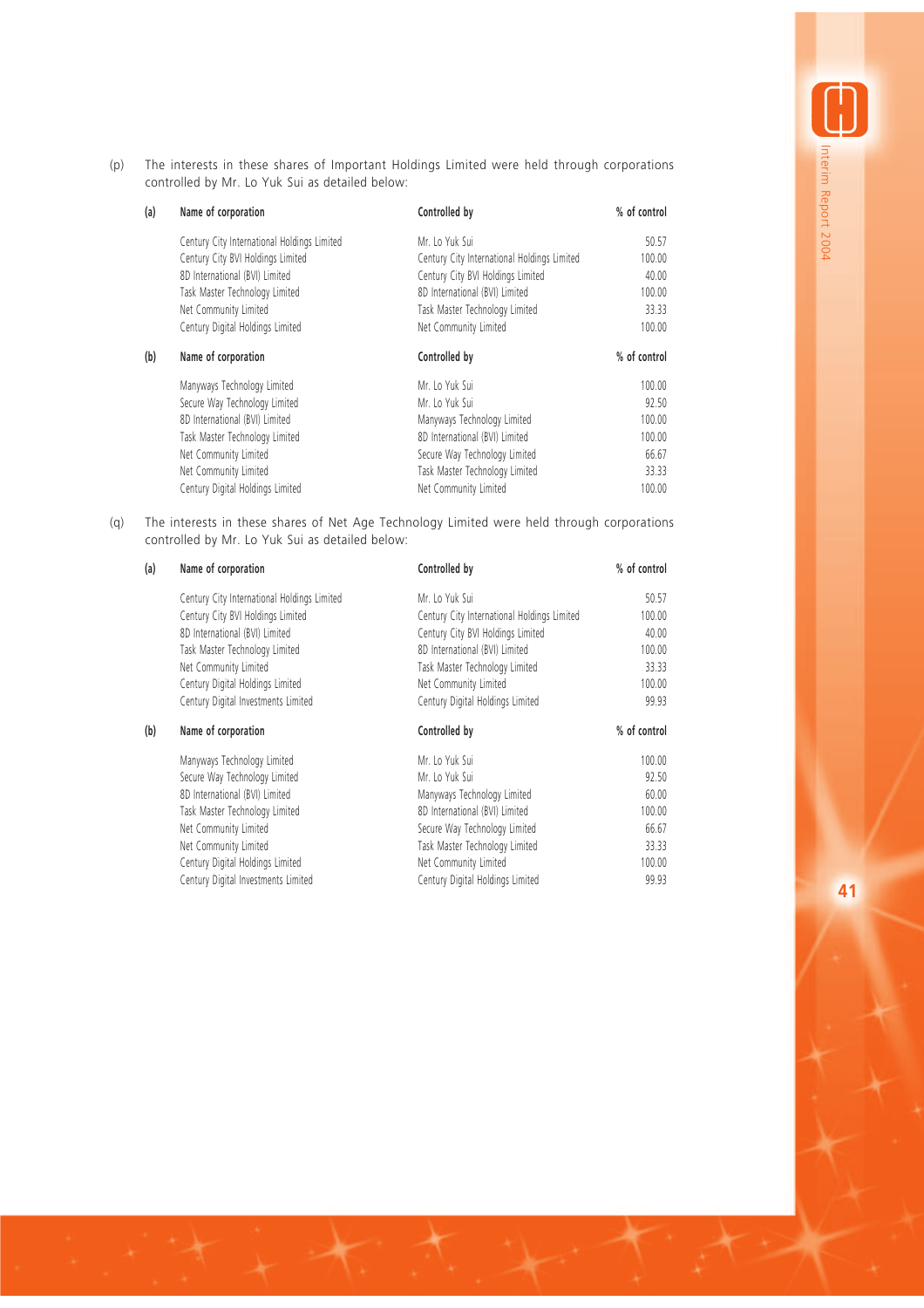(p) The interests in these shares of Important Holdings Limited were held through corporations controlled by Mr. Lo Yuk Sui as detailed below:

(a)

| Name of corporation | Controlled by | % of control |
|---|---|---|
| Century City International Holdings Limited | Mr. Lo Yuk Sui | 50.57 |
| Century City BVI Holdings Limited | Century City International Holdings Limited | 100.00 |
| 8D International (BVI) Limited | Century City BVI Holdings Limited | 40.00 |
| Task Master Technology Limited | 8D International (BVI) Limited | 100.00 |
| Net Community Limited | Task Master Technology Limited | 33.33 |
| Century Digital Holdings Limited | Net Community Limited | 100.00 |

(b)

| Name of corporation | Controlled by | % of control |
|---|---|---|
| Manyways Technology Limited | Mr. Lo Yuk Sui | 100.00 |
| Secure Way Technology Limited | Mr. Lo Yuk Sui | 92.50 |
| 8D International (BVI) Limited | Manyways Technology Limited | 100.00 |
| Task Master Technology Limited | 8D International (BVI) Limited | 100.00 |
| Net Community Limited | Secure Way Technology Limited | 66.67 |
| Net Community Limited | Task Master Technology Limited | 33.33 |
| Century Digital Holdings Limited | Net Community Limited | 100.00 |

(q) The interests in these shares of Net Age Technology Limited were held through corporations controlled by Mr. Lo Yuk Sui as detailed below:

(a)

| Name of corporation | Controlled by | % of control |
|---|---|---|
| Century City International Holdings Limited | Mr. Lo Yuk Sui | 50.57 |
| Century City BVI Holdings Limited | Century City International Holdings Limited | 100.00 |
| 8D International (BVI) Limited | Century City BVI Holdings Limited | 40.00 |
| Task Master Technology Limited | 8D International (BVI) Limited | 100.00 |
| Net Community Limited | Task Master Technology Limited | 33.33 |
| Century Digital Holdings Limited | Net Community Limited | 100.00 |
| Century Digital Investments Limited | Century Digital Holdings Limited | 99.93 |

(b)

| Name of corporation | Controlled by | % of control |
|---|---|---|
| Manyways Technology Limited | Mr. Lo Yuk Sui | 100.00 |
| Secure Way Technology Limited | Mr. Lo Yuk Sui | 92.50 |
| 8D International (BVI) Limited | Manyways Technology Limited | 60.00 |
| Task Master Technology Limited | 8D International (BVI) Limited | 100.00 |
| Net Community Limited | Secure Way Technology Limited | 66.67 |
| Net Community Limited | Task Master Technology Limited | 33.33 |
| Century Digital Holdings Limited | Net Community Limited | 100.00 |
| Century Digital Investments Limited | Century Digital Holdings Limited | 99.93 |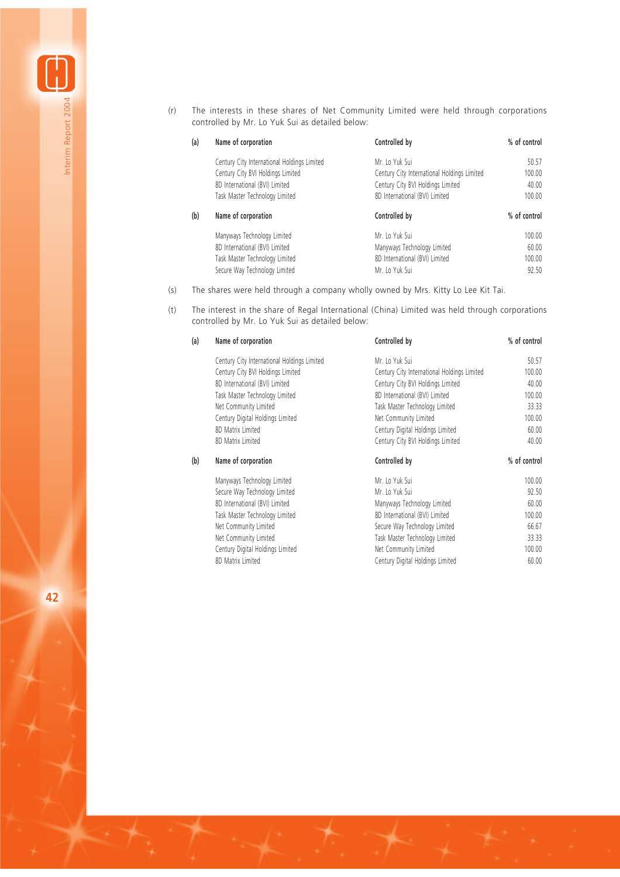(r) The interests in these shares of Net Community Limited were held through corporations controlled by Mr. Lo Yuk Sui as detailed below:

(a)

| Name of corporation | Controlled by | % of control |
|---|---|---|
| Century City International Holdings Limited | Mr. Lo Yuk Sui | 50.57 |
| Century City BVI Holdings Limited | Century City International Holdings Limited | 100.00 |
| 8D International (BVI) Limited | Century City BVI Holdings Limited | 40.00 |
| Task Master Technology Limited | 8D International (BVI) Limited | 100.00 |

(b)

| Name of corporation | Controlled by | % of control |
|---|---|---|
| Manyways Technology Limited | Mr. Lo Yuk Sui | 100.00 |
| 8D International (BVI) Limited | Manyways Technology Limited | 60.00 |
| Task Master Technology Limited | 8D International (BVI) Limited | 100.00 |
| Secure Way Technology Limited | Mr. Lo Yuk Sui | 92.50 |

(s) The shares were held through a company wholly owned by Mrs. Kitty Lo Lee Kit Tai.

(t) The interest in the share of Regal International (China) Limited was held through corporations controlled by Mr. Lo Yuk Sui as detailed below:

(a)

| Name of corporation | Controlled by | % of control |
|---|---|---|
| Century City International Holdings Limited | Mr. Lo Yuk Sui | 50.57 |
| Century City BVI Holdings Limited | Century City International Holdings Limited | 100.00 |
| 8D International (BVI) Limited | Century City BVI Holdings Limited | 40.00 |
| Task Master Technology Limited | 8D International (BVI) Limited | 100.00 |
| Net Community Limited | Task Master Technology Limited | 33.33 |
| Century Digital Holdings Limited | Net Community Limited | 100.00 |
| 8D Matrix Limited | Century Digital Holdings Limited | 60.00 |
| 8D Matrix Limited | Century City BVI Holdings Limited | 40.00 |

(b)

| Name of corporation | Controlled by | % of control |
|---|---|---|
| Manyways Technology Limited | Mr. Lo Yuk Sui | 100.00 |
| Secure Way Technology Limited | Mr. Lo Yuk Sui | 92.50 |
| 8D International (BVI) Limited | Manyways Technology Limited | 60.00 |
| Task Master Technology Limited | 8D International (BVI) Limited | 100.00 |
| Net Community Limited | Secure Way Technology Limited | 66.67 |
| Net Community Limited | Task Master Technology Limited | 33.33 |
| Century Digital Holdings Limited | Net Community Limited | 100.00 |
| 8D Matrix Limited | Century Digital Holdings Limited | 60.00 |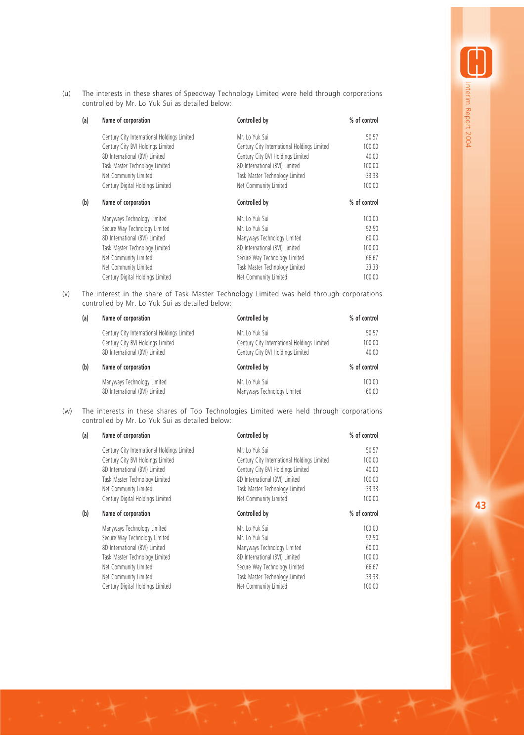(u) The interests in these shares of Speedway Technology Limited were held through corporations controlled by Mr. Lo Yuk Sui as detailed below:

(a)

| Name of corporation | Controlled by | % of control |
|---|---|---|
| Century City International Holdings Limited | Mr. Lo Yuk Sui | 50.57 |
| Century City BVI Holdings Limited | Century City International Holdings Limited | 100.00 |
| 8D International (BVI) Limited | Century City BVI Holdings Limited | 40.00 |
| Task Master Technology Limited | 8D International (BVI) Limited | 100.00 |
| Net Community Limited | Task Master Technology Limited | 33.33 |
| Century Digital Holdings Limited | Net Community Limited | 100.00 |

(b)

| Name of corporation | Controlled by | % of control |
|---|---|---|
| Manyways Technology Limited | Mr. Lo Yuk Sui | 100.00 |
| Secure Way Technology Limited | Mr. Lo Yuk Sui | 92.50 |
| 8D International (BVI) Limited | Manyways Technology Limited | 60.00 |
| Task Master Technology Limited | 8D International (BVI) Limited | 100.00 |
| Net Community Limited | Secure Way Technology Limited | 66.67 |
| Net Community Limited | Task Master Technology Limited | 33.33 |
| Century Digital Holdings Limited | Net Community Limited | 100.00 |

(v) The interest in the share of Task Master Technology Limited was held through corporations controlled by Mr. Lo Yuk Sui as detailed below:

(a)

| Name of corporation | Controlled by | % of control |
|---|---|---|
| Century City International Holdings Limited | Mr. Lo Yuk Sui | 50.57 |
| Century City BVI Holdings Limited | Century City International Holdings Limited | 100.00 |
| 8D International (BVI) Limited | Century City BVI Holdings Limited | 40.00 |

(b)

| Name of corporation | Controlled by | % of control |
|---|---|---|
| Manyways Technology Limited | Mr. Lo Yuk Sui | 100.00 |
| 8D International (BVI) Limited | Manyways Technology Limited | 60.00 |

(w) The interests in these shares of Top Technologies Limited were held through corporations controlled by Mr. Lo Yuk Sui as detailed below:

(a)

| Name of corporation | Controlled by | % of control |
|---|---|---|
| Century City International Holdings Limited | Mr. Lo Yuk Sui | 50.57 |
| Century City BVI Holdings Limited | Century City International Holdings Limited | 100.00 |
| 8D International (BVI) Limited | Century City BVI Holdings Limited | 40.00 |
| Task Master Technology Limited | 8D International (BVI) Limited | 100.00 |
| Net Community Limited | Task Master Technology Limited | 33.33 |
| Century Digital Holdings Limited | Net Community Limited | 100.00 |

(b)

| Name of corporation | Controlled by | % of control |
|---|---|---|
| Manyways Technology Limited | Mr. Lo Yuk Sui | 100.00 |
| Secure Way Technology Limited | Mr. Lo Yuk Sui | 92.50 |
| 8D International (BVI) Limited | Manyways Technology Limited | 60.00 |
| Task Master Technology Limited | 8D International (BVI) Limited | 100.00 |
| Net Community Limited | Secure Way Technology Limited | 66.67 |
| Net Community Limited | Task Master Technology Limited | 33.33 |
| Century Digital Holdings Limited | Net Community Limited | 100.00 |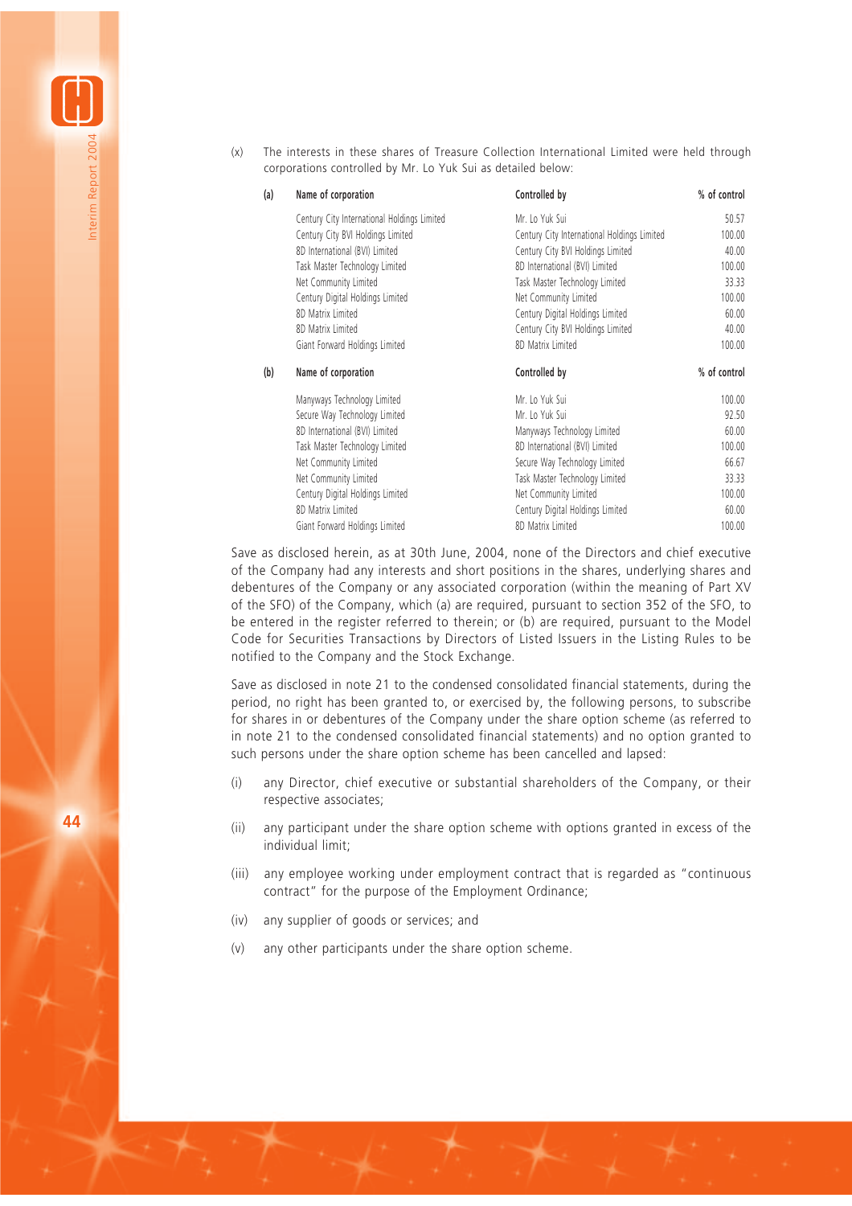(x) The interests in these shares of Treasure Collection International Limited were held through corporations controlled by Mr. Lo Yuk Sui as detailed below:

| | Name of corporation | Controlled by | % of control |
|---|---|---|---|
| (a) | Century City International Holdings Limited | Mr. Lo Yuk Sui | 50.57 |
| | Century City BVI Holdings Limited | Century City International Holdings Limited | 100.00 |
| | 8D International (BVI) Limited | Century City BVI Holdings Limited | 40.00 |
| | Task Master Technology Limited | 8D International (BVI) Limited | 100.00 |
| | Net Community Limited | Task Master Technology Limited | 33.33 |
| | Century Digital Holdings Limited | Net Community Limited | 100.00 |
| | 8D Matrix Limited | Century Digital Holdings Limited | 60.00 |
| | 8D Matrix Limited | Century City BVI Holdings Limited | 40.00 |
| | Giant Forward Holdings Limited | 8D Matrix Limited | 100.00 |

| | Name of corporation | Controlled by | % of control |
|---|---|---|---|
| (b) | Manyways Technology Limited | Mr. Lo Yuk Sui | 100.00 |
| | Secure Way Technology Limited | Mr. Lo Yuk Sui | 92.50 |
| | 8D International (BVI) Limited | Manyways Technology Limited | 60.00 |
| | Task Master Technology Limited | 8D International (BVI) Limited | 100.00 |
| | Net Community Limited | Secure Way Technology Limited | 66.67 |
| | Net Community Limited | Task Master Technology Limited | 33.33 |
| | Century Digital Holdings Limited | Net Community Limited | 100.00 |
| | 8D Matrix Limited | Century Digital Holdings Limited | 60.00 |
| | Giant Forward Holdings Limited | 8D Matrix Limited | 100.00 |

Save as disclosed herein, as at 30th June, 2004, none of the Directors and chief executive of the Company had any interests and short positions in the shares, underlying shares and debentures of the Company or any associated corporation (within the meaning of Part XV of the SFO) of the Company, which (a) are required, pursuant to section 352 of the SFO, to be entered in the register referred to therein; or (b) are required, pursuant to the Model Code for Securities Transactions by Directors of Listed Issuers in the Listing Rules to be notified to the Company and the Stock Exchange.

Save as disclosed in note 21 to the condensed consolidated financial statements, during the period, no right has been granted to, or exercised by, the following persons, to subscribe for shares in or debentures of the Company under the share option scheme (as referred to in note 21 to the condensed consolidated financial statements) and no option granted to such persons under the share option scheme has been cancelled and lapsed:

(i) any Director, chief executive or substantial shareholders of the Company, or their respective associates;

(ii) any participant under the share option scheme with options granted in excess of the individual limit;

(iii) any employee working under employment contract that is regarded as "continuous contract" for the purpose of the Employment Ordinance;

(iv) any supplier of goods or services; and

(v) any other participants under the share option scheme.